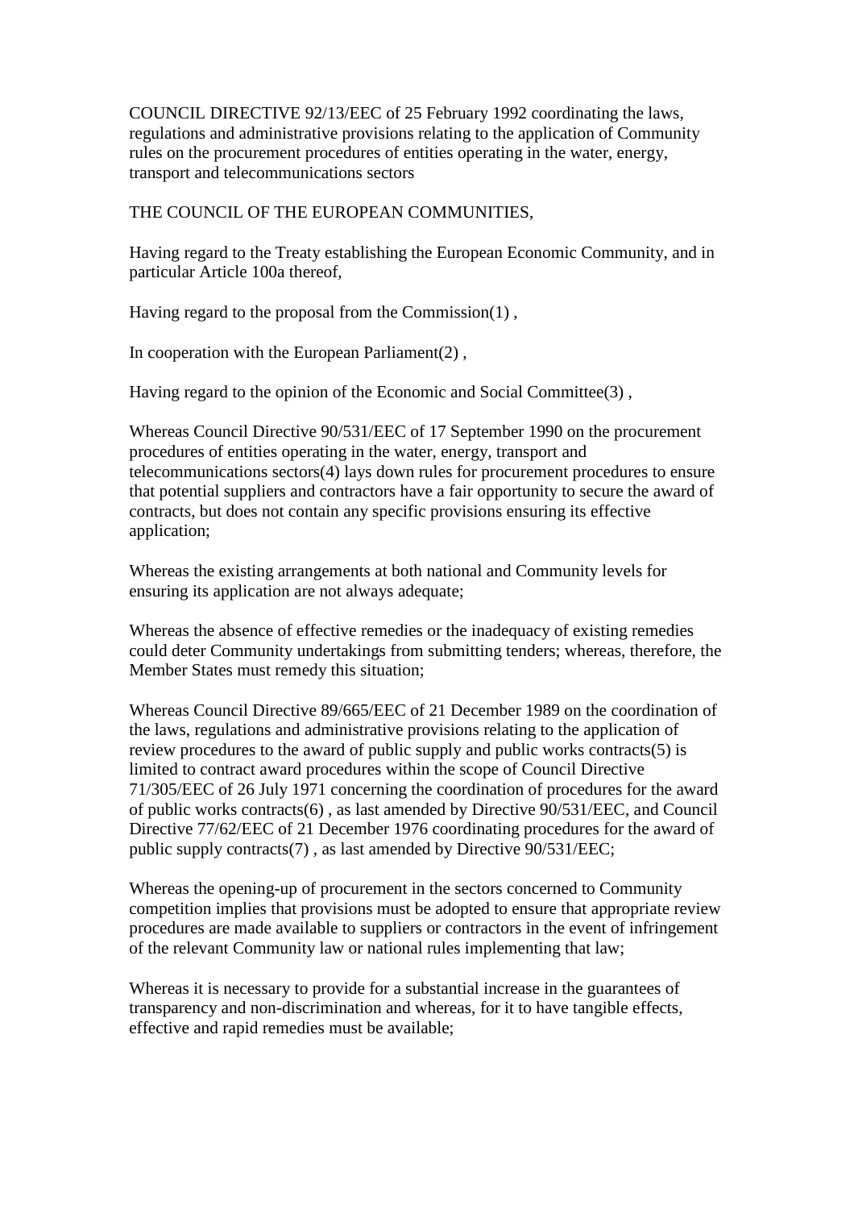COUNCIL DIRECTIVE 92/13/EEC of 25 February 1992 coordinating the laws, regulations and administrative provisions relating to the application of Community rules on the procurement procedures of entities operating in the water, energy, transport and telecommunications sectors

THE COUNCIL OF THE EUROPEAN COMMUNITIES,

Having regard to the Treaty establishing the European Economic Community, and in particular Article 100a thereof,

Having regard to the proposal from the Commission(1) ,

In cooperation with the European Parliament(2) ,

Having regard to the opinion of the Economic and Social Committee(3) ,

Whereas Council Directive 90/531/EEC of 17 September 1990 on the procurement procedures of entities operating in the water, energy, transport and telecommunications sectors(4) lays down rules for procurement procedures to ensure that potential suppliers and contractors have a fair opportunity to secure the award of contracts, but does not contain any specific provisions ensuring its effective application;

Whereas the existing arrangements at both national and Community levels for ensuring its application are not always adequate;

Whereas the absence of effective remedies or the inadequacy of existing remedies could deter Community undertakings from submitting tenders; whereas, therefore, the Member States must remedy this situation;

Whereas Council Directive 89/665/EEC of 21 December 1989 on the coordination of the laws, regulations and administrative provisions relating to the application of review procedures to the award of public supply and public works contracts(5) is limited to contract award procedures within the scope of Council Directive 71/305/EEC of 26 July 1971 concerning the coordination of procedures for the award of public works contracts(6) , as last amended by Directive 90/531/EEC, and Council Directive 77/62/EEC of 21 December 1976 coordinating procedures for the award of public supply contracts(7) , as last amended by Directive 90/531/EEC;

Whereas the opening-up of procurement in the sectors concerned to Community competition implies that provisions must be adopted to ensure that appropriate review procedures are made available to suppliers or contractors in the event of infringement of the relevant Community law or national rules implementing that law;

Whereas it is necessary to provide for a substantial increase in the guarantees of transparency and non-discrimination and whereas, for it to have tangible effects, effective and rapid remedies must be available;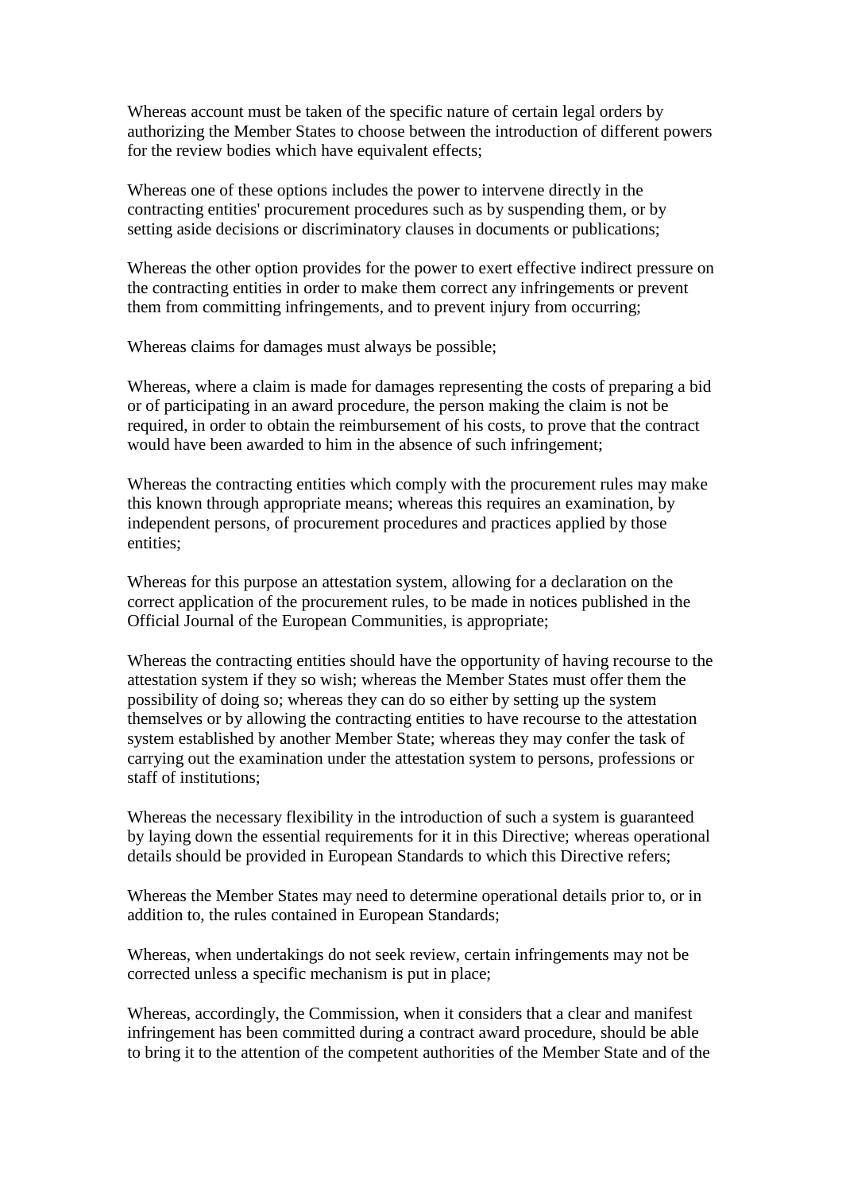Whereas account must be taken of the specific nature of certain legal orders by authorizing the Member States to choose between the introduction of different powers for the review bodies which have equivalent effects;

Whereas one of these options includes the power to intervene directly in the contracting entities' procurement procedures such as by suspending them, or by setting aside decisions or discriminatory clauses in documents or publications;

Whereas the other option provides for the power to exert effective indirect pressure on the contracting entities in order to make them correct any infringements or prevent them from committing infringements, and to prevent injury from occurring;

Whereas claims for damages must always be possible;

Whereas, where a claim is made for damages representing the costs of preparing a bid or of participating in an award procedure, the person making the claim is not be required, in order to obtain the reimbursement of his costs, to prove that the contract would have been awarded to him in the absence of such infringement;

Whereas the contracting entities which comply with the procurement rules may make this known through appropriate means; whereas this requires an examination, by independent persons, of procurement procedures and practices applied by those entities;

Whereas for this purpose an attestation system, allowing for a declaration on the correct application of the procurement rules, to be made in notices published in the Official Journal of the European Communities, is appropriate;

Whereas the contracting entities should have the opportunity of having recourse to the attestation system if they so wish; whereas the Member States must offer them the possibility of doing so; whereas they can do so either by setting up the system themselves or by allowing the contracting entities to have recourse to the attestation system established by another Member State; whereas they may confer the task of carrying out the examination under the attestation system to persons, professions or staff of institutions;

Whereas the necessary flexibility in the introduction of such a system is guaranteed by laying down the essential requirements for it in this Directive; whereas operational details should be provided in European Standards to which this Directive refers;

Whereas the Member States may need to determine operational details prior to, or in addition to, the rules contained in European Standards;

Whereas, when undertakings do not seek review, certain infringements may not be corrected unless a specific mechanism is put in place;

Whereas, accordingly, the Commission, when it considers that a clear and manifest infringement has been committed during a contract award procedure, should be able to bring it to the attention of the competent authorities of the Member State and of the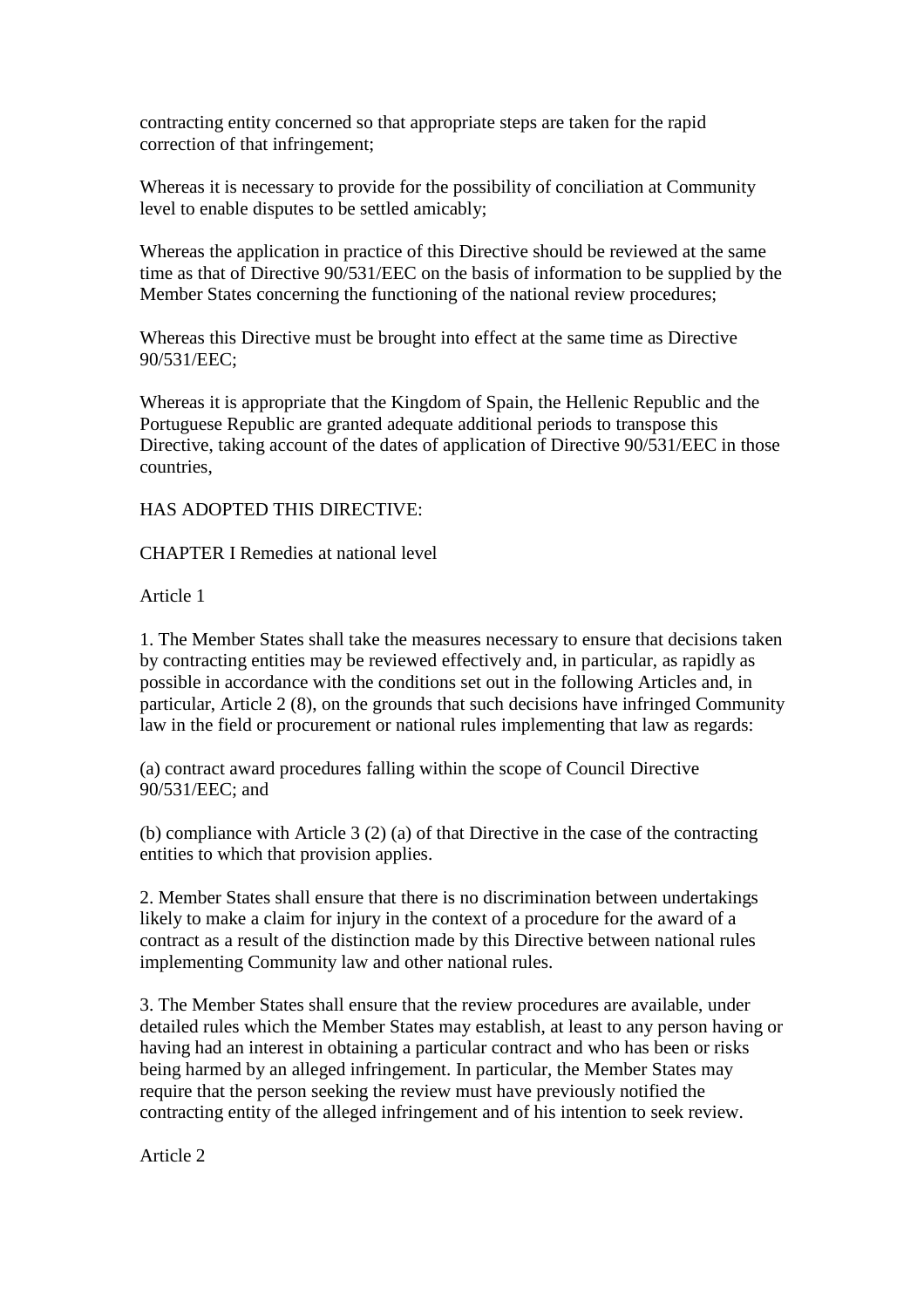contracting entity concerned so that appropriate steps are taken for the rapid correction of that infringement;

Whereas it is necessary to provide for the possibility of conciliation at Community level to enable disputes to be settled amicably;

Whereas the application in practice of this Directive should be reviewed at the same time as that of Directive 90/531/EEC on the basis of information to be supplied by the Member States concerning the functioning of the national review procedures;

Whereas this Directive must be brought into effect at the same time as Directive 90/531/EEC;

Whereas it is appropriate that the Kingdom of Spain, the Hellenic Republic and the Portuguese Republic are granted adequate additional periods to transpose this Directive, taking account of the dates of application of Directive 90/531/EEC in those countries,

HAS ADOPTED THIS DIRECTIVE:

CHAPTER I Remedies at national level

Article 1

1. The Member States shall take the measures necessary to ensure that decisions taken by contracting entities may be reviewed effectively and, in particular, as rapidly as possible in accordance with the conditions set out in the following Articles and, in particular, Article 2 (8), on the grounds that such decisions have infringed Community law in the field or procurement or national rules implementing that law as regards:

(a) contract award procedures falling within the scope of Council Directive 90/531/EEC; and

(b) compliance with Article 3 (2) (a) of that Directive in the case of the contracting entities to which that provision applies.

2. Member States shall ensure that there is no discrimination between undertakings likely to make a claim for injury in the context of a procedure for the award of a contract as a result of the distinction made by this Directive between national rules implementing Community law and other national rules.

3. The Member States shall ensure that the review procedures are available, under detailed rules which the Member States may establish, at least to any person having or having had an interest in obtaining a particular contract and who has been or risks being harmed by an alleged infringement. In particular, the Member States may require that the person seeking the review must have previously notified the contracting entity of the alleged infringement and of his intention to seek review.

Article 2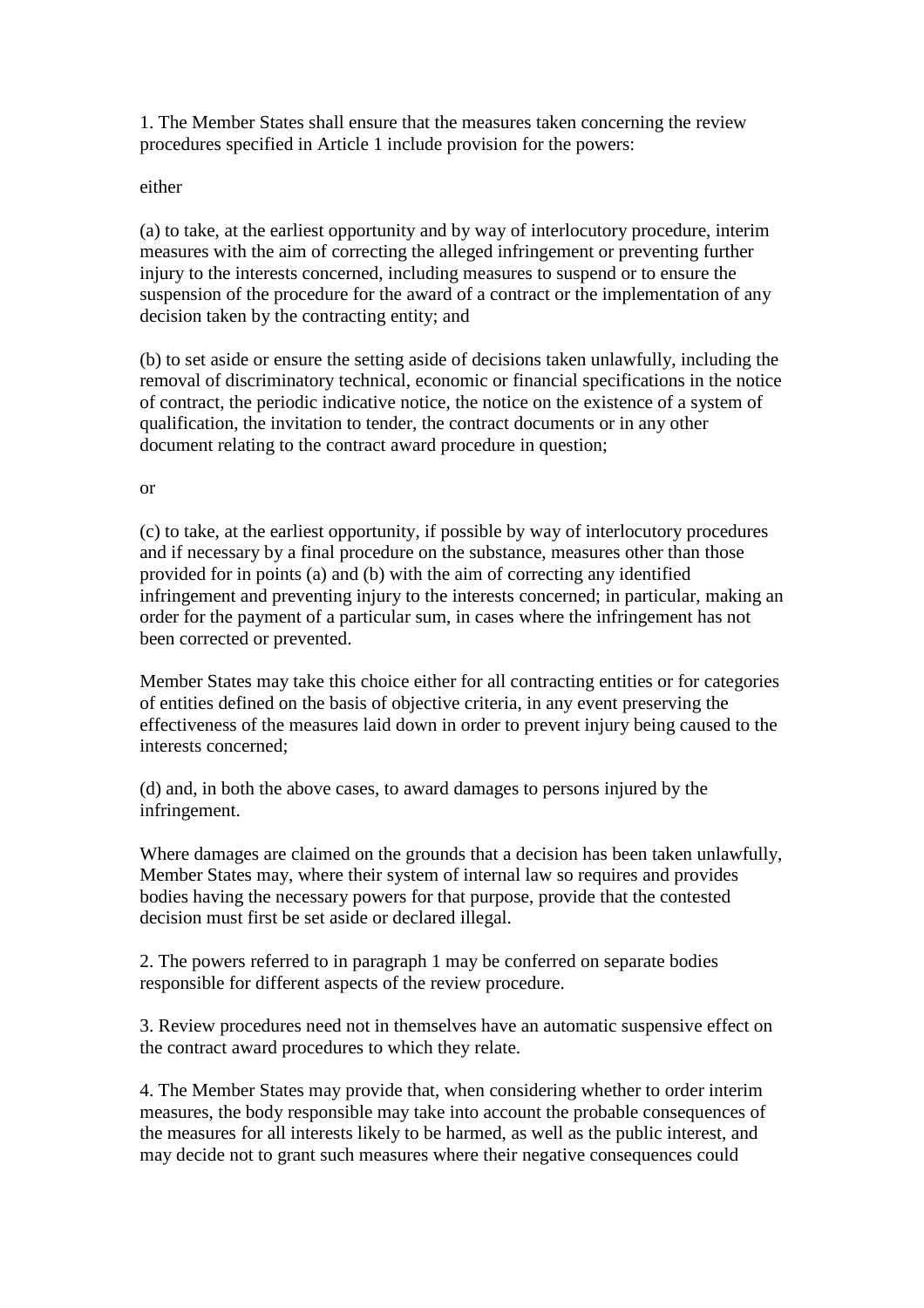1. The Member States shall ensure that the measures taken concerning the review procedures specified in Article 1 include provision for the powers:

either

(a) to take, at the earliest opportunity and by way of interlocutory procedure, interim measures with the aim of correcting the alleged infringement or preventing further injury to the interests concerned, including measures to suspend or to ensure the suspension of the procedure for the award of a contract or the implementation of any decision taken by the contracting entity; and

(b) to set aside or ensure the setting aside of decisions taken unlawfully, including the removal of discriminatory technical, economic or financial specifications in the notice of contract, the periodic indicative notice, the notice on the existence of a system of qualification, the invitation to tender, the contract documents or in any other document relating to the contract award procedure in question;

or

(c) to take, at the earliest opportunity, if possible by way of interlocutory procedures and if necessary by a final procedure on the substance, measures other than those provided for in points (a) and (b) with the aim of correcting any identified infringement and preventing injury to the interests concerned; in particular, making an order for the payment of a particular sum, in cases where the infringement has not been corrected or prevented.

Member States may take this choice either for all contracting entities or for categories of entities defined on the basis of objective criteria, in any event preserving the effectiveness of the measures laid down in order to prevent injury being caused to the interests concerned;

(d) and, in both the above cases, to award damages to persons injured by the infringement.

Where damages are claimed on the grounds that a decision has been taken unlawfully, Member States may, where their system of internal law so requires and provides bodies having the necessary powers for that purpose, provide that the contested decision must first be set aside or declared illegal.

2. The powers referred to in paragraph 1 may be conferred on separate bodies responsible for different aspects of the review procedure.

3. Review procedures need not in themselves have an automatic suspensive effect on the contract award procedures to which they relate.

4. The Member States may provide that, when considering whether to order interim measures, the body responsible may take into account the probable consequences of the measures for all interests likely to be harmed, as well as the public interest, and may decide not to grant such measures where their negative consequences could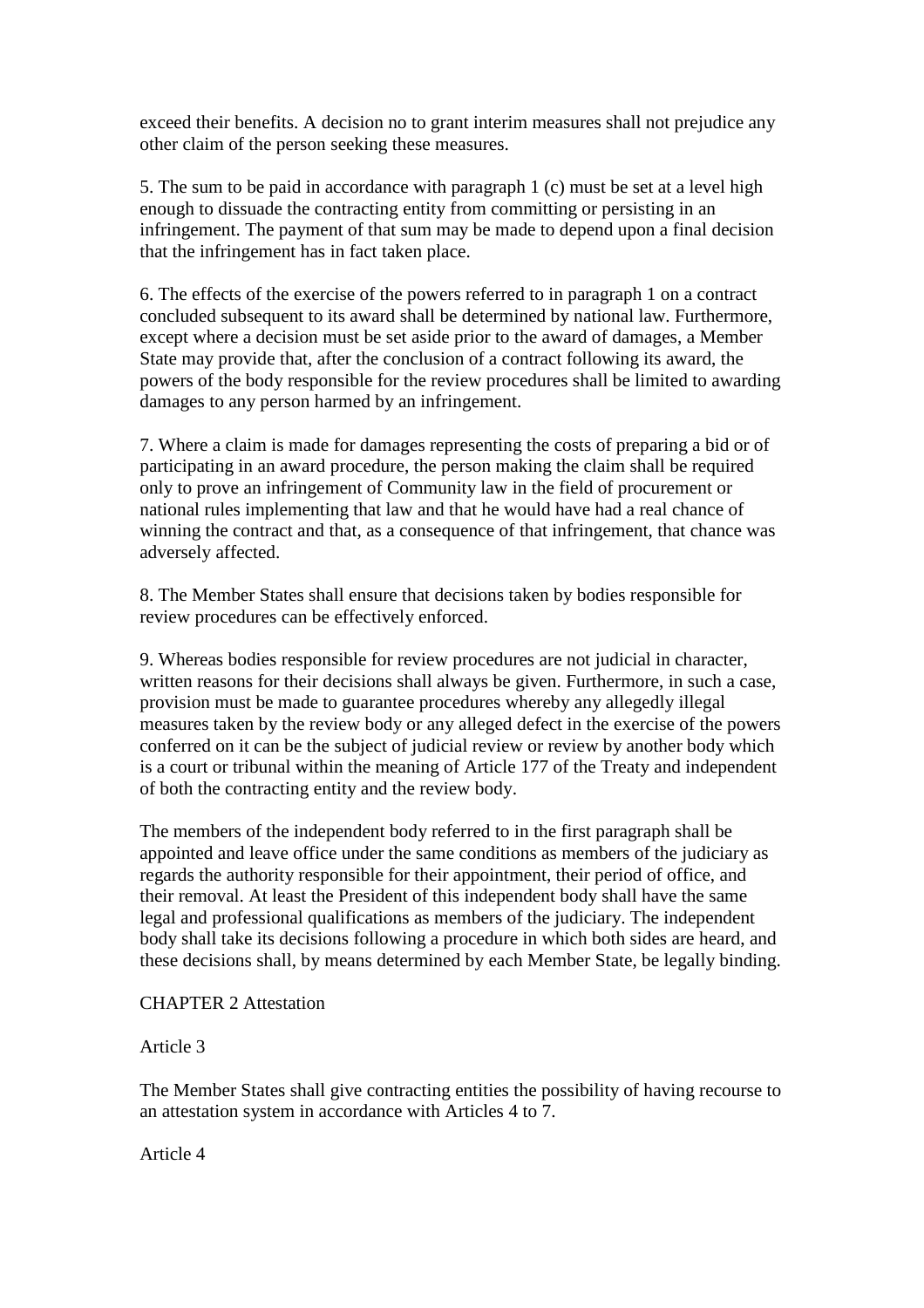exceed their benefits. A decision no to grant interim measures shall not prejudice any other claim of the person seeking these measures.

5. The sum to be paid in accordance with paragraph 1 (c) must be set at a level high enough to dissuade the contracting entity from committing or persisting in an infringement. The payment of that sum may be made to depend upon a final decision that the infringement has in fact taken place.

6. The effects of the exercise of the powers referred to in paragraph 1 on a contract concluded subsequent to its award shall be determined by national law. Furthermore, except where a decision must be set aside prior to the award of damages, a Member State may provide that, after the conclusion of a contract following its award, the powers of the body responsible for the review procedures shall be limited to awarding damages to any person harmed by an infringement.

7. Where a claim is made for damages representing the costs of preparing a bid or of participating in an award procedure, the person making the claim shall be required only to prove an infringement of Community law in the field of procurement or national rules implementing that law and that he would have had a real chance of winning the contract and that, as a consequence of that infringement, that chance was adversely affected.

8. The Member States shall ensure that decisions taken by bodies responsible for review procedures can be effectively enforced.

9. Whereas bodies responsible for review procedures are not judicial in character, written reasons for their decisions shall always be given. Furthermore, in such a case, provision must be made to guarantee procedures whereby any allegedly illegal measures taken by the review body or any alleged defect in the exercise of the powers conferred on it can be the subject of judicial review or review by another body which is a court or tribunal within the meaning of Article 177 of the Treaty and independent of both the contracting entity and the review body.

The members of the independent body referred to in the first paragraph shall be appointed and leave office under the same conditions as members of the judiciary as regards the authority responsible for their appointment, their period of office, and their removal. At least the President of this independent body shall have the same legal and professional qualifications as members of the judiciary. The independent body shall take its decisions following a procedure in which both sides are heard, and these decisions shall, by means determined by each Member State, be legally binding.

## CHAPTER 2 Attestation

### Article 3

The Member States shall give contracting entities the possibility of having recourse to an attestation system in accordance with Articles 4 to 7.

### Article 4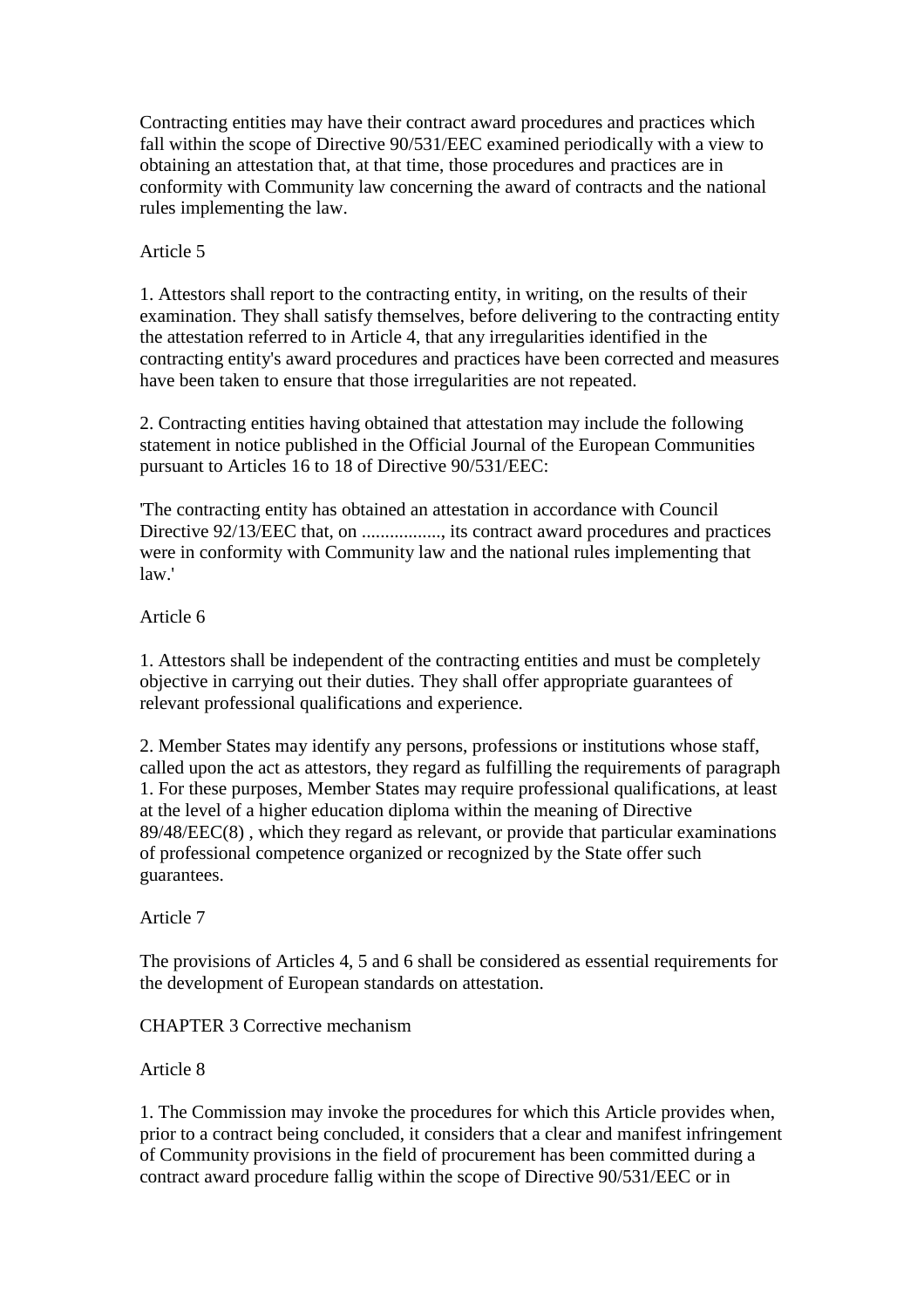Contracting entities may have their contract award procedures and practices which fall within the scope of Directive 90/531/EEC examined periodically with a view to obtaining an attestation that, at that time, those procedures and practices are in conformity with Community law concerning the award of contracts and the national rules implementing the law.

Article 5

1. Attestors shall report to the contracting entity, in writing, on the results of their examination. They shall satisfy themselves, before delivering to the contracting entity the attestation referred to in Article 4, that any irregularities identified in the contracting entity's award procedures and practices have been corrected and measures have been taken to ensure that those irregularities are not repeated.

2. Contracting entities having obtained that attestation may include the following statement in notice published in the Official Journal of the European Communities pursuant to Articles 16 to 18 of Directive 90/531/EEC:

'The contracting entity has obtained an attestation in accordance with Council Directive 92/13/EEC that, on ................., its contract award procedures and practices were in conformity with Community law and the national rules implementing that law.'

Article 6

1. Attestors shall be independent of the contracting entities and must be completely objective in carrying out their duties. They shall offer appropriate guarantees of relevant professional qualifications and experience.

2. Member States may identify any persons, professions or institutions whose staff, called upon the act as attestors, they regard as fulfilling the requirements of paragraph 1. For these purposes, Member States may require professional qualifications, at least at the level of a higher education diploma within the meaning of Directive 89/48/EEC(8) , which they regard as relevant, or provide that particular examinations of professional competence organized or recognized by the State offer such guarantees.

Article 7

The provisions of Articles 4, 5 and 6 shall be considered as essential requirements for the development of European standards on attestation.

CHAPTER 3 Corrective mechanism

Article 8

1. The Commission may invoke the procedures for which this Article provides when, prior to a contract being concluded, it considers that a clear and manifest infringement of Community provisions in the field of procurement has been committed during a contract award procedure fallig within the scope of Directive 90/531/EEC or in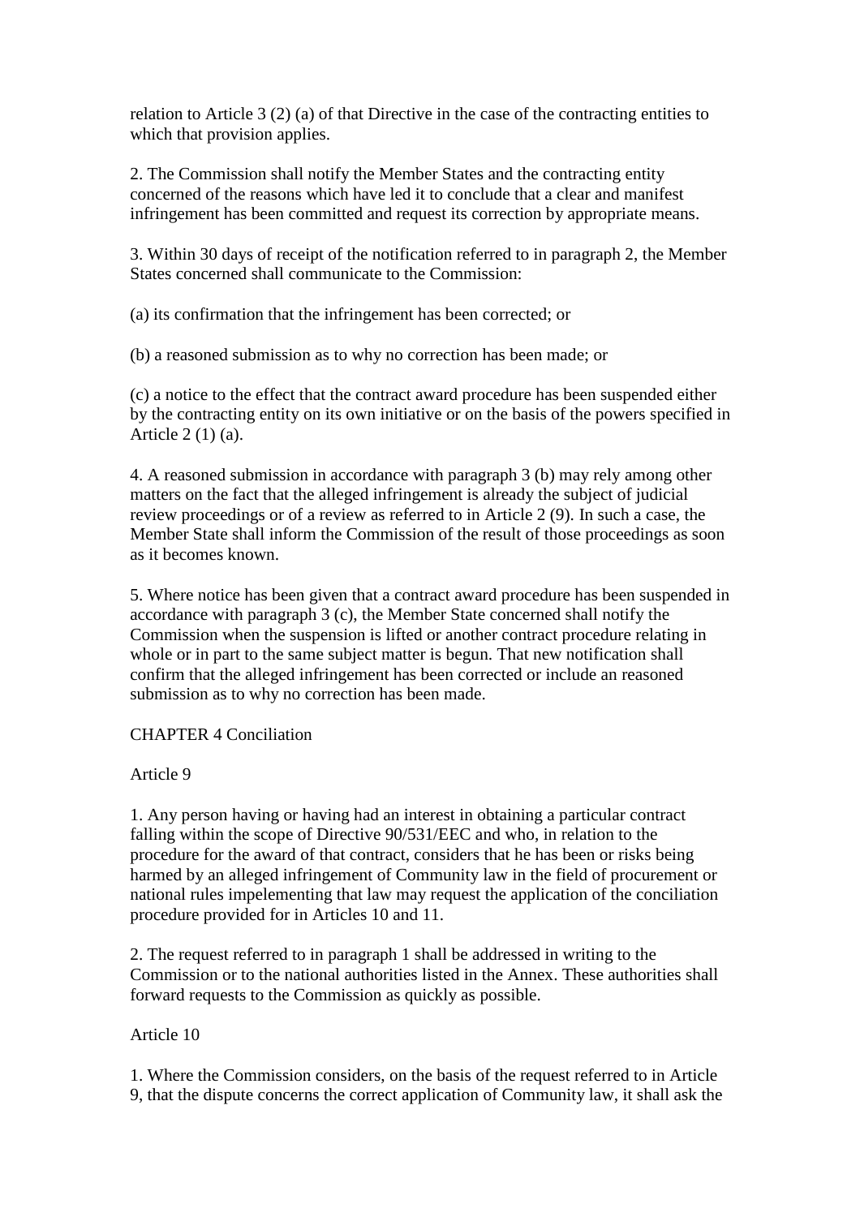relation to Article 3 (2) (a) of that Directive in the case of the contracting entities to which that provision applies.

2. The Commission shall notify the Member States and the contracting entity concerned of the reasons which have led it to conclude that a clear and manifest infringement has been committed and request its correction by appropriate means.

3. Within 30 days of receipt of the notification referred to in paragraph 2, the Member States concerned shall communicate to the Commission:

(a) its confirmation that the infringement has been corrected; or

(b) a reasoned submission as to why no correction has been made; or

(c) a notice to the effect that the contract award procedure has been suspended either by the contracting entity on its own initiative or on the basis of the powers specified in Article 2 (1) (a).

4. A reasoned submission in accordance with paragraph 3 (b) may rely among other matters on the fact that the alleged infringement is already the subject of judicial review proceedings or of a review as referred to in Article 2 (9). In such a case, the Member State shall inform the Commission of the result of those proceedings as soon as it becomes known.

5. Where notice has been given that a contract award procedure has been suspended in accordance with paragraph 3 (c), the Member State concerned shall notify the Commission when the suspension is lifted or another contract procedure relating in whole or in part to the same subject matter is begun. That new notification shall confirm that the alleged infringement has been corrected or include an reasoned submission as to why no correction has been made.

## CHAPTER 4 Conciliation

### Article 9

1. Any person having or having had an interest in obtaining a particular contract falling within the scope of Directive 90/531/EEC and who, in relation to the procedure for the award of that contract, considers that he has been or risks being harmed by an alleged infringement of Community law in the field of procurement or national rules impelementing that law may request the application of the conciliation procedure provided for in Articles 10 and 11.

2. The request referred to in paragraph 1 shall be addressed in writing to the Commission or to the national authorities listed in the Annex. These authorities shall forward requests to the Commission as quickly as possible.

### Article 10

1. Where the Commission considers, on the basis of the request referred to in Article 9, that the dispute concerns the correct application of Community law, it shall ask the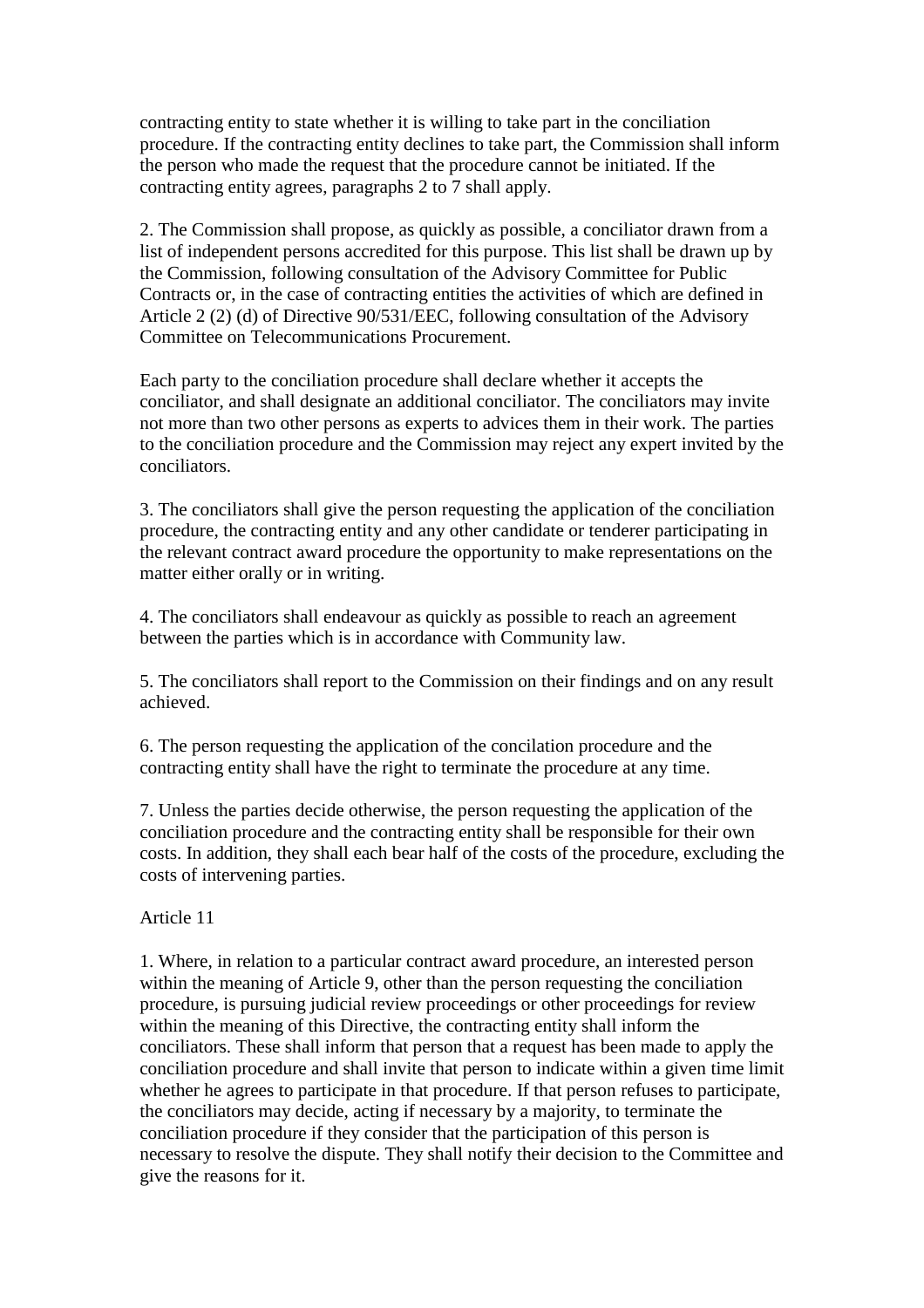contracting entity to state whether it is willing to take part in the conciliation procedure. If the contracting entity declines to take part, the Commission shall inform the person who made the request that the procedure cannot be initiated. If the contracting entity agrees, paragraphs 2 to 7 shall apply.

2. The Commission shall propose, as quickly as possible, a conciliator drawn from a list of independent persons accredited for this purpose. This list shall be drawn up by the Commission, following consultation of the Advisory Committee for Public Contracts or, in the case of contracting entities the activities of which are defined in Article 2 (2) (d) of Directive 90/531/EEC, following consultation of the Advisory Committee on Telecommunications Procurement.

Each party to the conciliation procedure shall declare whether it accepts the conciliator, and shall designate an additional conciliator. The conciliators may invite not more than two other persons as experts to advices them in their work. The parties to the conciliation procedure and the Commission may reject any expert invited by the conciliators.

3. The conciliators shall give the person requesting the application of the conciliation procedure, the contracting entity and any other candidate or tenderer participating in the relevant contract award procedure the opportunity to make representations on the matter either orally or in writing.

4. The conciliators shall endeavour as quickly as possible to reach an agreement between the parties which is in accordance with Community law.

5. The conciliators shall report to the Commission on their findings and on any result achieved.

6. The person requesting the application of the concilation procedure and the contracting entity shall have the right to terminate the procedure at any time.

7. Unless the parties decide otherwise, the person requesting the application of the conciliation procedure and the contracting entity shall be responsible for their own costs. In addition, they shall each bear half of the costs of the procedure, excluding the costs of intervening parties.

Article 11

1. Where, in relation to a particular contract award procedure, an interested person within the meaning of Article 9, other than the person requesting the conciliation procedure, is pursuing judicial review proceedings or other proceedings for review within the meaning of this Directive, the contracting entity shall inform the conciliators. These shall inform that person that a request has been made to apply the conciliation procedure and shall invite that person to indicate within a given time limit whether he agrees to participate in that procedure. If that person refuses to participate, the conciliators may decide, acting if necessary by a majority, to terminate the conciliation procedure if they consider that the participation of this person is necessary to resolve the dispute. They shall notify their decision to the Committee and give the reasons for it.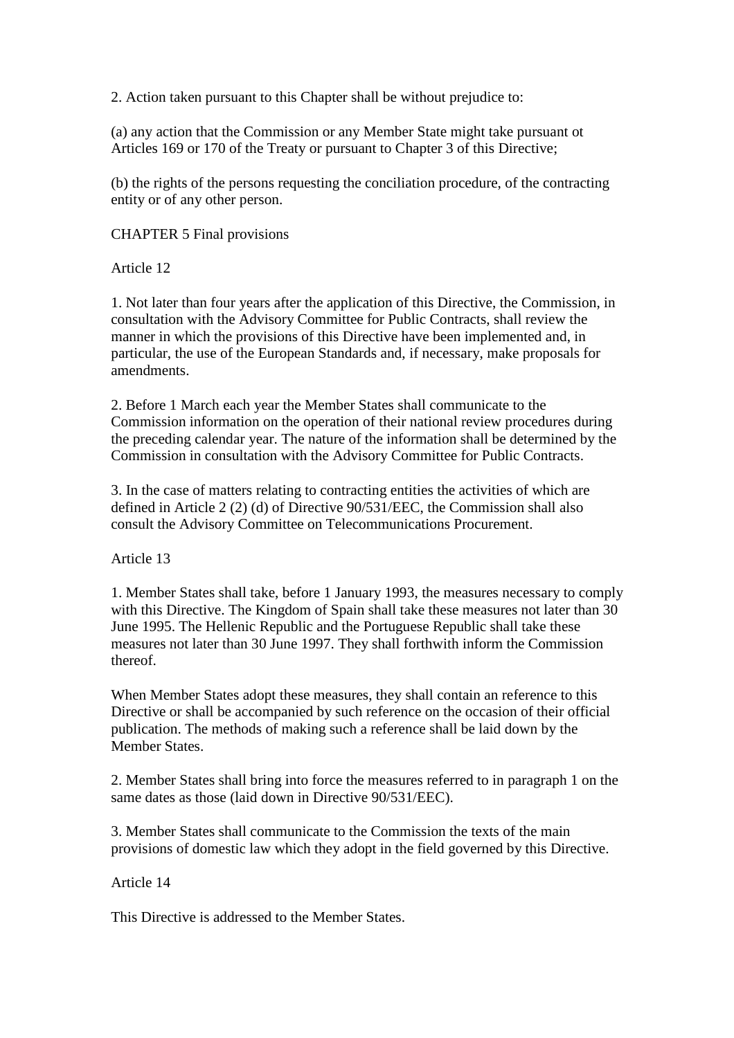2. Action taken pursuant to this Chapter shall be without prejudice to:

(a) any action that the Commission or any Member State might take pursuant ot Articles 169 or 170 of the Treaty or pursuant to Chapter 3 of this Directive;

(b) the rights of the persons requesting the conciliation procedure, of the contracting entity or of any other person.

CHAPTER 5 Final provisions

Article 12

1. Not later than four years after the application of this Directive, the Commission, in consultation with the Advisory Committee for Public Contracts, shall review the manner in which the provisions of this Directive have been implemented and, in particular, the use of the European Standards and, if necessary, make proposals for amendments.

2. Before 1 March each year the Member States shall communicate to the Commission information on the operation of their national review procedures during the preceding calendar year. The nature of the information shall be determined by the Commission in consultation with the Advisory Committee for Public Contracts.

3. In the case of matters relating to contracting entities the activities of which are defined in Article 2 (2) (d) of Directive 90/531/EEC, the Commission shall also consult the Advisory Committee on Telecommunications Procurement.

Article 13

1. Member States shall take, before 1 January 1993, the measures necessary to comply with this Directive. The Kingdom of Spain shall take these measures not later than 30 June 1995. The Hellenic Republic and the Portuguese Republic shall take these measures not later than 30 June 1997. They shall forthwith inform the Commission thereof.

When Member States adopt these measures, they shall contain an reference to this Directive or shall be accompanied by such reference on the occasion of their official publication. The methods of making such a reference shall be laid down by the Member States.

2. Member States shall bring into force the measures referred to in paragraph 1 on the same dates as those (laid down in Directive 90/531/EEC).

3. Member States shall communicate to the Commission the texts of the main provisions of domestic law which they adopt in the field governed by this Directive.

Article 14

This Directive is addressed to the Member States.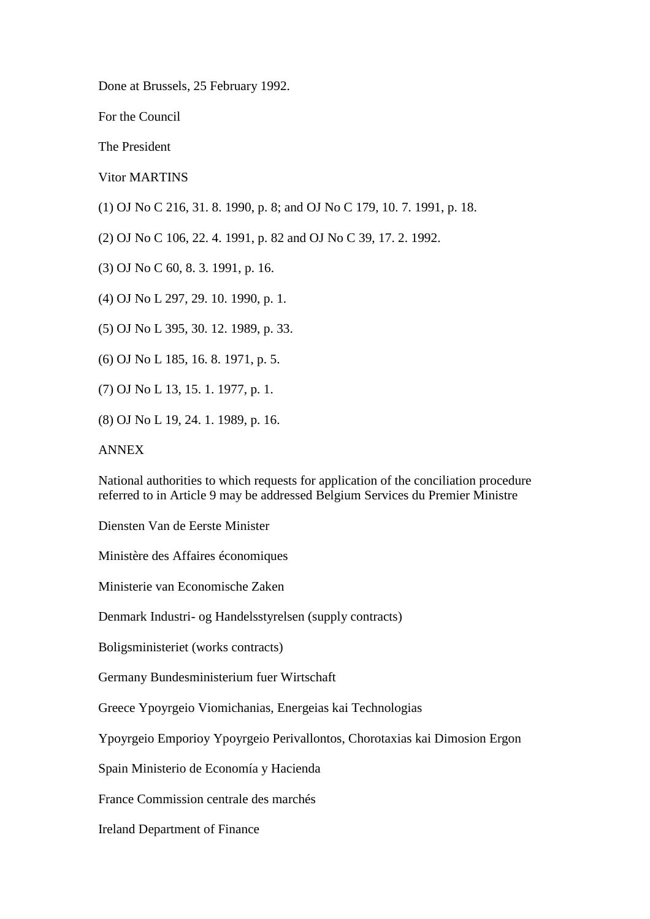Done at Brussels, 25 February 1992.

For the Council

The President

Vitor MARTINS

(1) OJ No C 216, 31. 8. 1990, p. 8; and OJ No C 179, 10. 7. 1991, p. 18.

(2) OJ No C 106, 22. 4. 1991, p. 82 and OJ No C 39, 17. 2. 1992.

(3) OJ No C 60, 8. 3. 1991, p. 16.

(4) OJ No L 297, 29. 10. 1990, p. 1.

(5) OJ No L 395, 30. 12. 1989, p. 33.

(6) OJ No L 185, 16. 8. 1971, p. 5.

(7) OJ No L 13, 15. 1. 1977, p. 1.

(8) OJ No L 19, 24. 1. 1989, p. 16.

ANNEX

National authorities to which requests for application of the conciliation procedure referred to in Article 9 may be addressed Belgium Services du Premier Ministre

Diensten Van de Eerste Minister

Ministère des Affaires économiques

Ministerie van Economische Zaken

Denmark Industri- og Handelsstyrelsen (supply contracts)

Boligsministeriet (works contracts)

Germany Bundesministerium fuer Wirtschaft

Greece Ypoyrgeio Viomichanias, Energeias kai Technologias

Ypoyrgeio Emporioy Ypoyrgeio Perivallontos, Chorotaxias kai Dimosion Ergon

Spain Ministerio de Economía y Hacienda

France Commission centrale des marchés

Ireland Department of Finance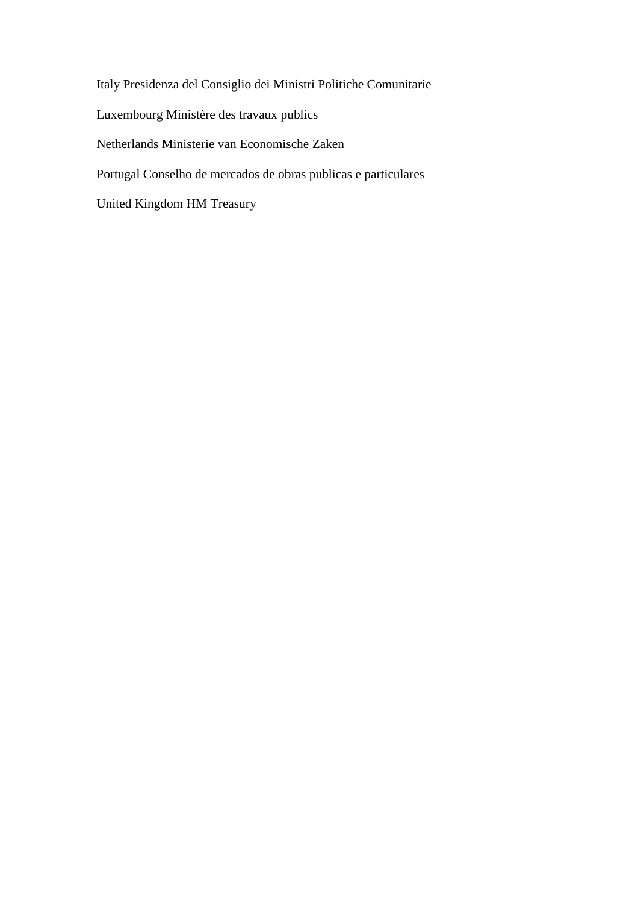Italy Presidenza del Consiglio dei Ministri Politiche Comunitarie

Luxembourg Ministère des travaux publics

Netherlands Ministerie van Economische Zaken

Portugal Conselho de mercados de obras publicas e particulares

United Kingdom HM Treasury